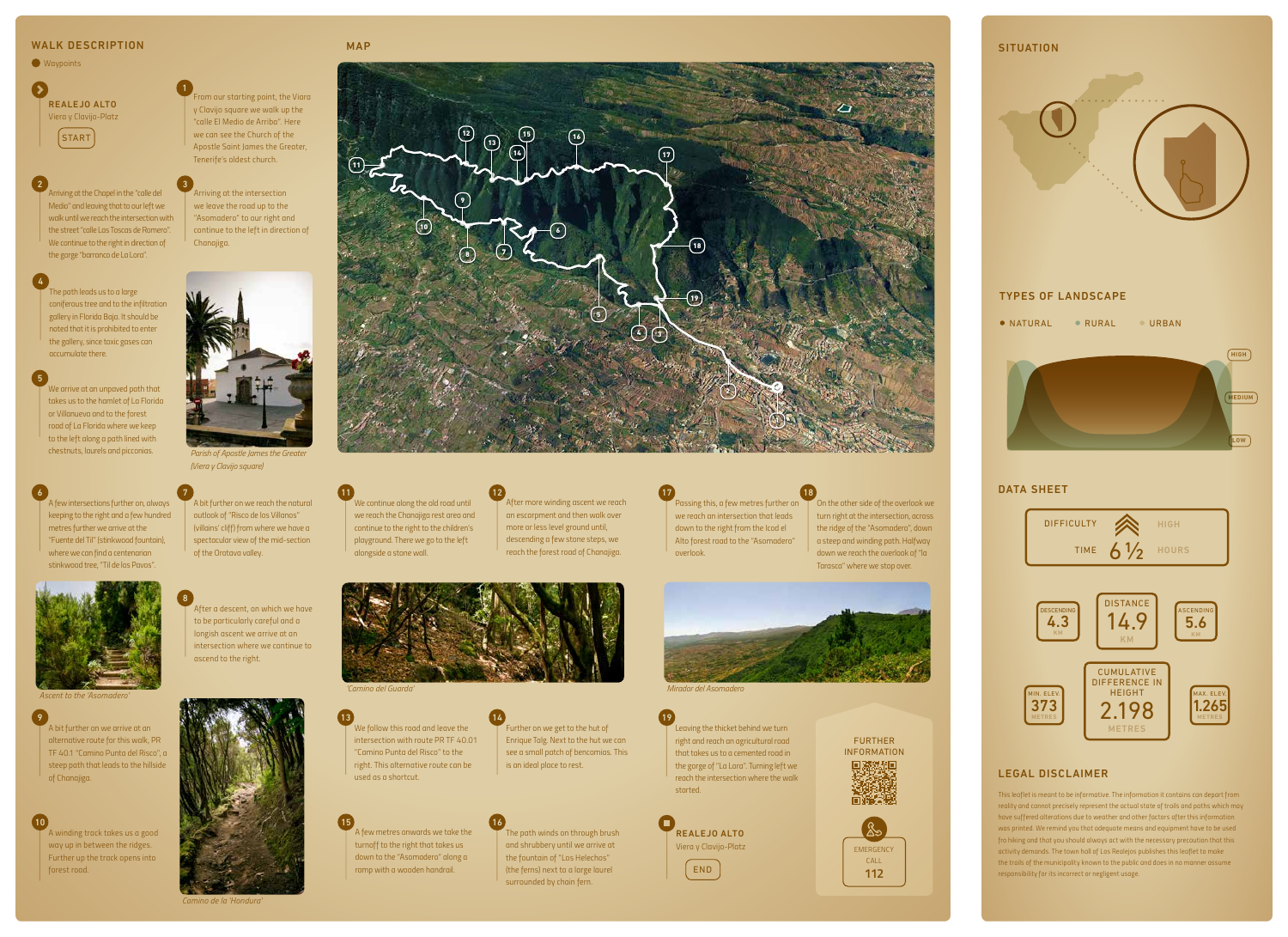## WALK DESCRIPTION

● Waypoints

**REALEJO ALTO**
Viera y Clavijo-Platz
START

**1** From our starting point, the Viara y Clavijo square we walk up the "calle El Medio de Arriba". Here we can see the Church of the Apostle Saint James the Greater, Tenerife's oldest church.

**2** Arriving at the Chapel in the "calle del Medio" and leaving that to our left we walk until we reach the intersection with the street "calle Las Toscas de Romero". We continue to the right in direction of the gorge "barranco de La Lora".

**3** Arriving at the intersection we leave the road up to the "Asomadero" to our right and continue to the left in direction of Chanajiga.

**4** The path leads us to a large coniferous tree and to the infiltration gallery in Florida Baja. It should be noted that it is prohibited to enter the gallery, since toxic gases can accumulate there.

**5** We arrive at an unpaved path that takes us to the hamlet of La Florida or Villanueva and to the forest road of La Florida where we keep to the left along a path lined with chestnuts, laurels and picconias.

*Parish of Apostle James the Greater (Viera y Clavijo square)*

**6** A few intersections further on, always keeping to the right and a few hundred metres further we arrive at the "Fuente del Til" (stinkwood fountain), where we can find a centenarian stinkwood tree, "Til de los Pavos".

**7** A bit further on we reach the natural outlook of "Risco de los Villanos" (villains' cliff) from where we have a spectacular view of the mid-section of the Orotava valley.

*Ascent to the 'Asomadero'*

**8** After a descent, on which we have to be particularly careful and a longish ascent we arrive at an intersection where we continue to ascend to the right.

**9** A bit further on we arrive at an alternative route for this walk, PR TF 40.1 "Camino Punta del Risco", a steep path that leads to the hillside of Chanajiga.

**10** A winding track takes us a good way up in between the ridges. Further up the track opens into forest road.

*Camino de la 'Hondura'*

**11** We continue along the old road until we reach the Chanajiga rest area and continue to the right to the children's playground. There we go to the left alongside a stone wall.

**12** After more winding ascent we reach an escarpment and then walk over more or less level ground until, descending a few stone steps, we reach the forest road of Chanajiga.

*'Camino del Guarda'*

**13** We follow this road and leave the intersection with route PR TF 40.01 "Camino Punta del Risco" to the right. This alternative route can be used as a shortcut.

**14** Further on we get to the hut of Enrique Talg. Next to the hut we can see a small patch of bencomias. This is an ideal place to rest.

**15** A few metres onwards we take the turnoff to the right that takes us down to the "Asomadero" along a ramp with a wooden handrail.

**16** The path winds on through brush and shrubbery until we arrive at the fountain of "Los Helechos" (the ferns) next to a large laurel surrounded by chain fern.

**17** Passing this, a few metres further on we reach an intersection that leads down to the right from the Icod el Alto forest road to the "Asomadero" overlook.

**18** On the other side of the overlook we turn right at the intersection, across the ridge of the "Asomadero", down a steep and winding path. Halfway down we reach the overlook of "la Tarasca" where we stop over.

*Mirador del Asomadero*

**19** Leaving the thicket behind we turn right and reach an agricultural road that takes us to a cemented road in the gorge of "La Lora". Turning left we reach the intersection where the walk started.

**REALEJO ALTO**
Viera y Clavijo-Platz
END

## MAP

## FURTHER INFORMATION

EMERGENCY CALL
112

## SITUATION

## TYPES OF LANDSCAPE

● NATURAL ● RURAL ● URBAN

HIGH
MEDIUM
LOW

## DATA SHEET

| DIFFICULTY | HIGH |
|---|---|
| TIME | 6 ½ HOURS |

| DESCENDING | DISTANCE | ASCENDING |
|---|---|---|
| 4.3 KM | 14.9 KM | 5.6 KM |

| MIN. ELEV. | CUMULATIVE DIFFERENCE IN HEIGHT | MAX. ELEV. |
|---|---|---|
| 373 METRES | 2.198 METRES | 1.265 METRES |

## LEGAL DISCLAIMER

This leaflet is meant to be informative. The information it contains can depart from reality and cannot precisely represent the actual state of trails and paths which may have suffered alterations due to weather and other factors after this information was printed. We remind you that adequate means and equipment have to be used fro hiking and that you should always act with the necessary precaution that this activity demands. The town hall of Los Realejos publishes this leaflet to make the trails of the municipality known to the public and does in no manner assume responsibility for its incorrect or negligent usage.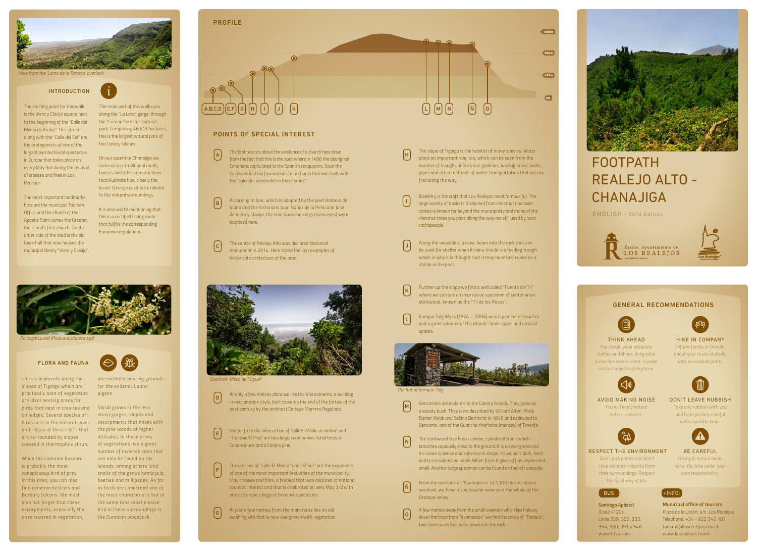*View from the 'Lomo de la Tarasca' overlook*

## INTRODUCTION

The starting point for this walk is the Viera y Clavijo square next to the beginning of the "Calle del Medio de Arriba". This street, along with the "Calle del Sol" are the protagonists of one of the largest pyrotechnical spectacles in Europe that takes place on every May 3rd during the festival of crosses and fires in Los Realejos.

The most important landmarks here are the municipal Tourism Office and the church of the Apostle Saint James the Greater, the island's first church. On the other side of the road is the old town hall that now houses the municipal library "Viera y Clavijo".

The main part of this walk runs along the "La Lora" gorge, through the "Corona Forestal" natural park. Comprising 46,613 hectares, this is the largest natural park of the Canary Islands.

On our ascent to Chanajiga we come across traditional roads, houses and other constructions that illustrate how closely the locals' lifestyle used to be related to the natural surroundings.

It is also worth mentioning that this is a certified hiking route that fulfills the corresponding European regulations.

*Portugal Laurel (Prunus lusitanica ssp)*

## FLORA AND FAUNA

The escarpments along the slopes of Tigaiga which are practically bare of vegetation are ideal nesting areas for birds that nest in crevices and on ledges. Several species of birds nest in the natural caves and ridges of these cliffs that are surrounded by slopes covered in thermophile shrub.

While the common bussard is probably the most conspicuous bird of prey in this area, you can also find common kestrels and Barbary falcons. We must also not forget that these escarpments, especially the ones covered in vegetation, are excellent nesting grounds for the endemic Laurel pigeon.

Shrub grows in the less steep gorges, slopes and escarpments that mixes with the pine woods at higher altitudes. In these areas of vegetations live a great number of invertebrates that can only be found on these islands: among others land snails of the species hemicycla, beetles and millipedes. As far as birds are concerned one of the most characteristic but at the same time most elusive bird in these surroundings is the Eurasian woodcock.

## PROFILE

1500m
860m
430m
0m

A,B,C,D · E,F · G · H · I · J · K · L · M · N · Ñ · O

## POINTS OF SPECIAL INTEREST

**A** The first records about the existence of a church here arise from the fact that this is the spot where in 1496 the aboriginal Canarians capitulated to the Spanish conquerors. Soon the Castilians laid the foundations for a church that was built with the "splendor achievable in those times".

**B** According to lore, which is adopted by the poet Antonio de Viana and the historians Juan Núñez de la Peña and José de Viera y Clavijo, the nine Guanche kings (menceyes) were baptised here.

**C** The centre of Realejo Alto was declared historical monument in 2014. Here stand the lost examples of historical architecture of the area.

*Overlook 'Risco de Miguel'*

**D** At only a few metres distance lies the Viera cinema, a building in neocanarian style, built towards the end of the forties of the past century by the architect Enrique Marrero Regalado.

**E** Not far from the intersection of "calle El Medio de Arriba" and "Travesía El Pino" are two large, centenarian, listed trees: a Canary laurel and a Canary pine.

**F** The crosses of "calle El Medio" and "El Sol" are the exponents of one of the most important festivities of the municipality: May crosses and fires, a festival that was declared of national touristic interest and that is celebrated on very May 3rd with one of Europe's biggest firework spectacles.

**G** At just a few metres from the main route lies an old washing site that is now overgrown with vegetation.

**H** The slope of Tigaiga is the habitat of many species. Water plays an important role, too, which can be seen from the number of troughs, infiltration galleries, washig areas, wells, pipes and other methods of water transportation that we can find along the way.

**I** Basketry is the craft that Los Realejos most famous for. The large variety of baskets fashioned from chestnut and osier stakes is known for beyond the municipality and many of the chestnut trees you pass along the way are still used by local craftspeople.

**J** Along the wayside is a cave, hewn into the rock that can be used for shelter when it rains. Inside is a feeding trough which is why it is thought that it may have been used as a stable in the past.

**K** Further up the slope we find a well called "Fuente del Til" where we can see an impressive specimen of centenarian stinkwood, known as the "Til de los Pavos".

**L** Enrique Talg Wyss (1924 – 2006) was a pioneer of tourism and a great admirer of the islands' landscapes and natural spaces.

*The hut of Enrique Talg*

**M** Bencomias are endemic to the Canary Islands. They grow as a woody bush, They were described by William Aiton, Philip Barker Webb and Sabino Berthelot in 1846 and dedicated to Bencomo, one of the Guanche chieftains (mencey) of Tenerife.

**N** The stinkwood tree has a slender, cylindrical trunk which branches copiously close to the ground. It is an evergreen and its crown is dense and spherical in shape. Its wood is dark, hard and is considered valuable. When fresh it gives off an unpleasant smell. Another large specimen can be found on the left wayside.

**Ñ** From the overlook of "Asomadero" at 1,100 metres above sea level, we have a spectacular view over the whole of the Orotava valley.

**O** A few metres away from the small overlook which lies halfway down the track from "Asomadero" we find the caves of "Tarasca", two open caves that were hewn into the rock.

# FOOTPATH REALEJO ALTO - CHANAJIGA

ENGLISH · 2016 Edition

Excmo. Ayuntamiento de LOS REALEJOS
Concejalía de Turismo

Los Realejos

## GENERAL RECOMMENDATIONS

**THINK AHEAD**
You should wear adequate clothes and shoes, bring solar protection cream, a hat, a jacket and a charged mobile phone.

**HIKE IN COMPANY**
Inform family or friends about your route and only walk on marked paths.

**AVOID MAKING NOISE**
You will enjoy nature better in silence.

**DON'T LEAVE RUBBISH**
Take any rubbish with you and be especially careful with cigarette ends.

**RESPECT THE ENVIRONMENT**
Don't pick plants and don't take animal or objects from their surroundings. Respect the local way of life.

**BE CAREFUL**
Hiking in nature holds risks. You hike under your own responsibility.

**BUS**
Santiago Apóstol
(Code 4120):
Lines 339, 352, 353, 354, 390, 391 y 546.
www.titsa.com

**+INFO:**
Municipal office of tourism
Plaza de la Unión, s/n. Los Realejos
Telephone: +34 - 922 346 181
turismo@losrealejos.travel
www.losrealejos.travel